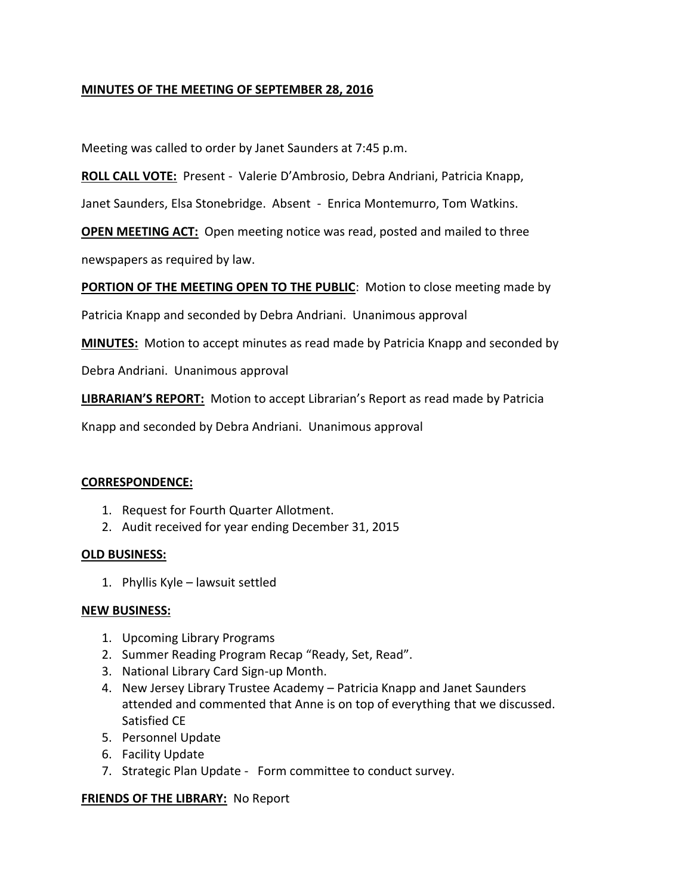**MINUTES OF THE MEETING OF SEPTEMBER 28, 2016**

Meeting was called to order by Janet Saunders at 7:45 p.m.

**ROLL CALL VOTE:** Present - Valerie D'Ambrosio, Debra Andriani, Patricia Knapp, Janet Saunders, Elsa Stonebridge. Absent - Enrica Montemurro, Tom Watkins.

**OPEN MEETING ACT:** Open meeting notice was read, posted and mailed to three newspapers as required by law.

**PORTION OF THE MEETING OPEN TO THE PUBLIC**: Motion to close meeting made by Patricia Knapp and seconded by Debra Andriani. Unanimous approval

**MINUTES:** Motion to accept minutes as read made by Patricia Knapp and seconded by Debra Andriani. Unanimous approval

**LIBRARIAN'S REPORT:** Motion to accept Librarian's Report as read made by Patricia Knapp and seconded by Debra Andriani. Unanimous approval

**CORRESPONDENCE:**

1. Request for Fourth Quarter Allotment.
2. Audit received for year ending December 31, 2015

**OLD BUSINESS:**

1. Phyllis Kyle – lawsuit settled

**NEW BUSINESS:**

1. Upcoming Library Programs
2. Summer Reading Program Recap "Ready, Set, Read".
3. National Library Card Sign-up Month.
4. New Jersey Library Trustee Academy – Patricia Knapp and Janet Saunders attended and commented that Anne is on top of everything that we discussed. Satisfied CE
5. Personnel Update
6. Facility Update
7. Strategic Plan Update - Form committee to conduct survey.

**FRIENDS OF THE LIBRARY:** No Report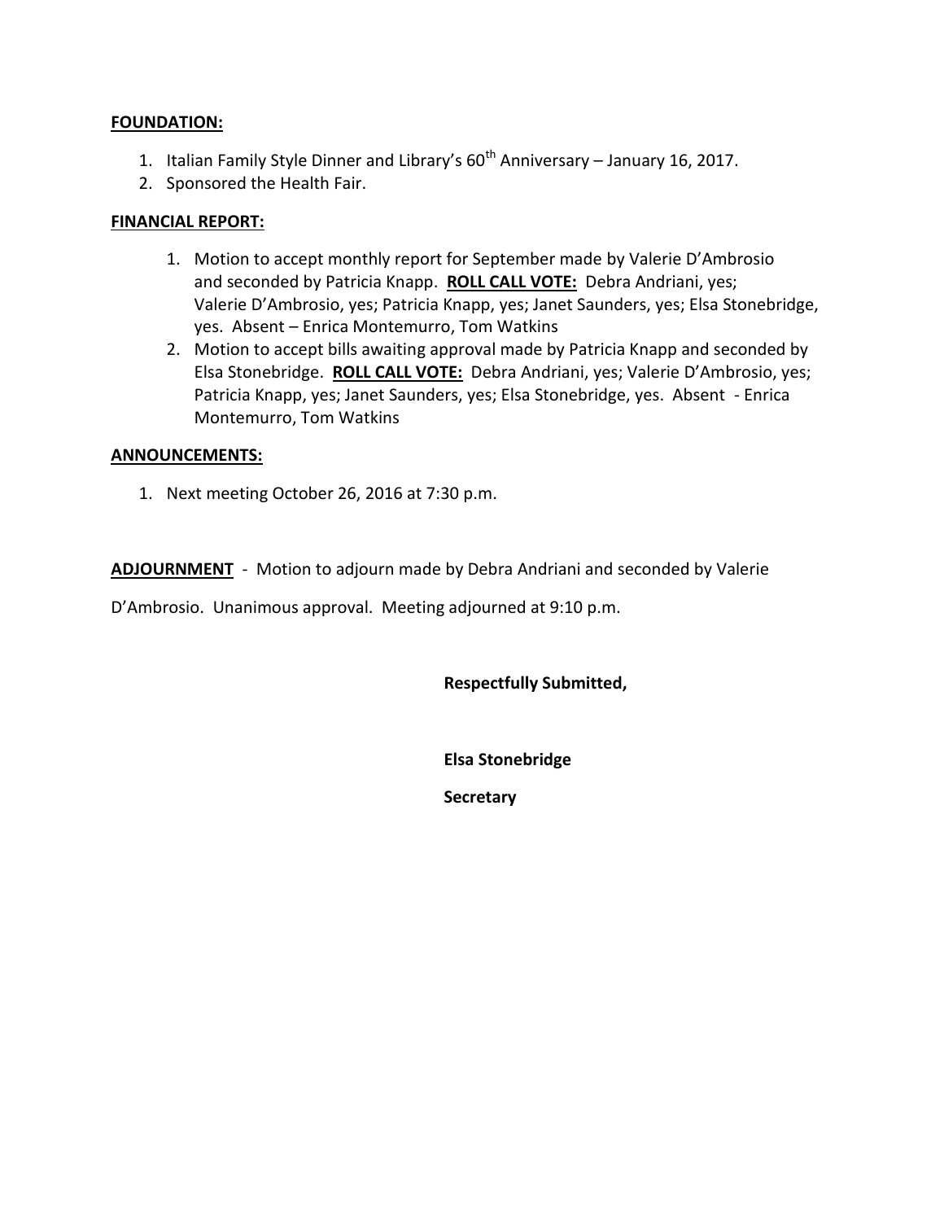**FOUNDATION:**

1. Italian Family Style Dinner and Library's 60th Anniversary – January 16, 2017.
2. Sponsored the Health Fair.

**FINANCIAL REPORT:**

1. Motion to accept monthly report for September made by Valerie D'Ambrosio and seconded by Patricia Knapp. **ROLL CALL VOTE:** Debra Andriani, yes; Valerie D'Ambrosio, yes; Patricia Knapp, yes; Janet Saunders, yes; Elsa Stonebridge, yes. Absent – Enrica Montemurro, Tom Watkins
2. Motion to accept bills awaiting approval made by Patricia Knapp and seconded by Elsa Stonebridge. **ROLL CALL VOTE:** Debra Andriani, yes; Valerie D'Ambrosio, yes; Patricia Knapp, yes; Janet Saunders, yes; Elsa Stonebridge, yes. Absent - Enrica Montemurro, Tom Watkins

**ANNOUNCEMENTS:**

1. Next meeting October 26, 2016 at 7:30 p.m.

**ADJOURNMENT** - Motion to adjourn made by Debra Andriani and seconded by Valerie D'Ambrosio. Unanimous approval. Meeting adjourned at 9:10 p.m.

**Respectfully Submitted,**

**Elsa Stonebridge**

**Secretary**